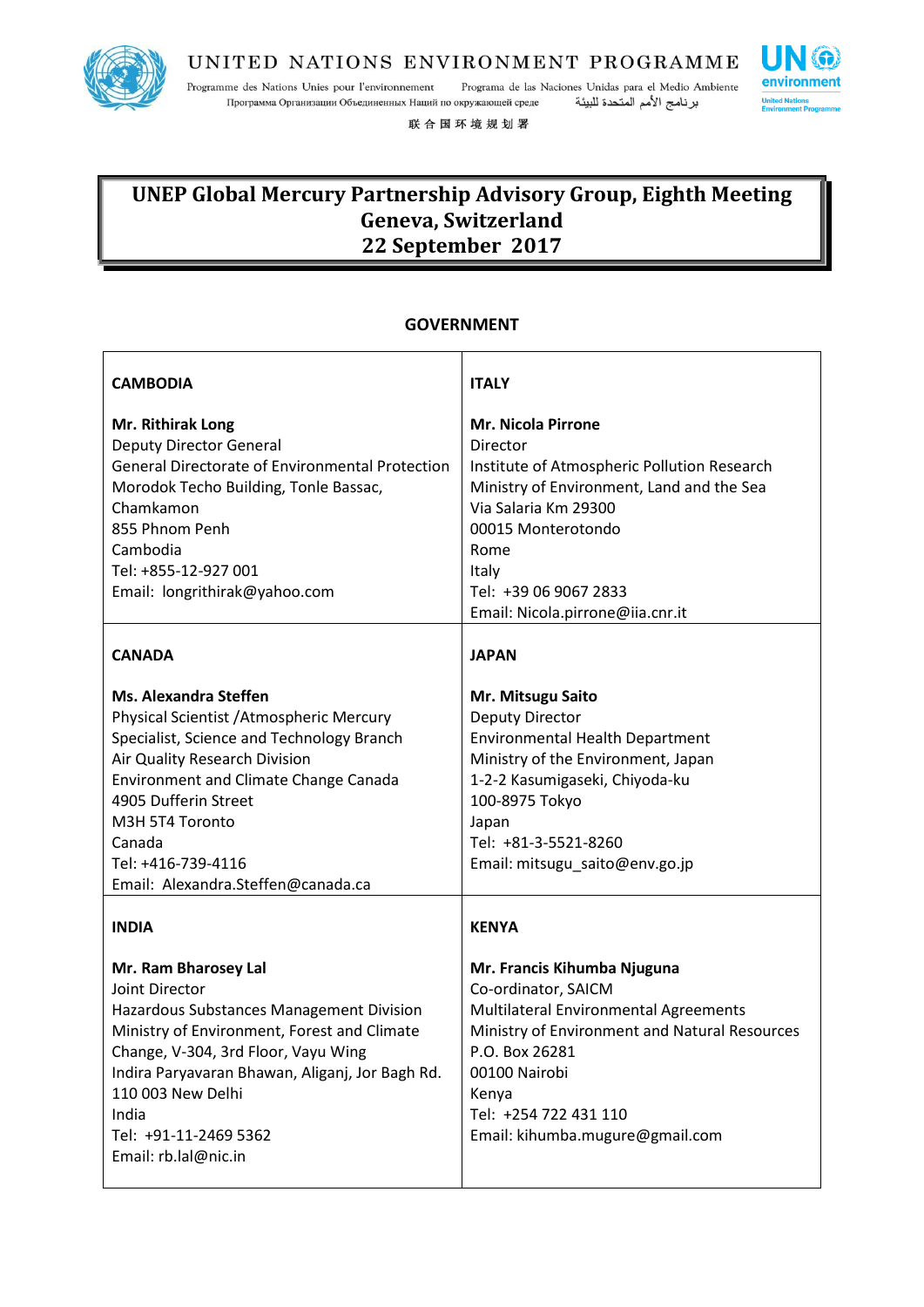UNITED NATIONS ENVIRONMENT PROGRAMME

Programme des Nations Unies pour l'environnement    Programa de las Naciones Unidas para el Medio Ambiente
Программа Организации Объединенных Наций по окружающей среде    برنامج الأمم المتحدة للبيئة

联合国环境规划署

# UNEP Global Mercury Partnership Advisory Group, Eighth Meeting
# Geneva, Switzerland
# 22 September 2017

## GOVERNMENT

| | |
|---|---|
| **CAMBODIA**<br><br>**Mr. Rithirak Long**<br>Deputy Director General<br>General Directorate of Environmental Protection<br>Morodok Techo Building, Tonle Bassac, Chamkamon<br>855 Phnom Penh<br>Cambodia<br>Tel: +855-12-927 001<br>Email: longrithirak@yahoo.com | **ITALY**<br><br>**Mr. Nicola Pirrone**<br>Director<br>Institute of Atmospheric Pollution Research<br>Ministry of Environment, Land and the Sea<br>Via Salaria Km 29300<br>00015 Monterotondo<br>Rome<br>Italy<br>Tel: +39 06 9067 2833<br>Email: Nicola.pirrone@iia.cnr.it |
| **CANADA**<br><br>**Ms. Alexandra Steffen**<br>Physical Scientist /Atmospheric Mercury Specialist, Science and Technology Branch<br>Air Quality Research Division<br>Environment and Climate Change Canada<br>4905 Dufferin Street<br>M3H 5T4 Toronto<br>Canada<br>Tel: +416-739-4116<br>Email: Alexandra.Steffen@canada.ca | **JAPAN**<br><br>**Mr. Mitsugu Saito**<br>Deputy Director<br>Environmental Health Department<br>Ministry of the Environment, Japan<br>1-2-2 Kasumigaseki, Chiyoda-ku<br>100-8975 Tokyo<br>Japan<br>Tel: +81-3-5521-8260<br>Email: mitsugu_saito@env.go.jp |
| **INDIA**<br><br>**Mr. Ram Bharosey Lal**<br>Joint Director<br>Hazardous Substances Management Division<br>Ministry of Environment, Forest and Climate Change, V-304, 3rd Floor, Vayu Wing<br>Indira Paryavaran Bhawan, Aliganj, Jor Bagh Rd.<br>110 003 New Delhi<br>India<br>Tel: +91-11-2469 5362<br>Email: rb.lal@nic.in | **KENYA**<br><br>**Mr. Francis Kihumba Njuguna**<br>Co-ordinator, SAICM<br>Multilateral Environmental Agreements<br>Ministry of Environment and Natural Resources<br>P.O. Box 26281<br>00100 Nairobi<br>Kenya<br>Tel: +254 722 431 110<br>Email: kihumba.mugure@gmail.com |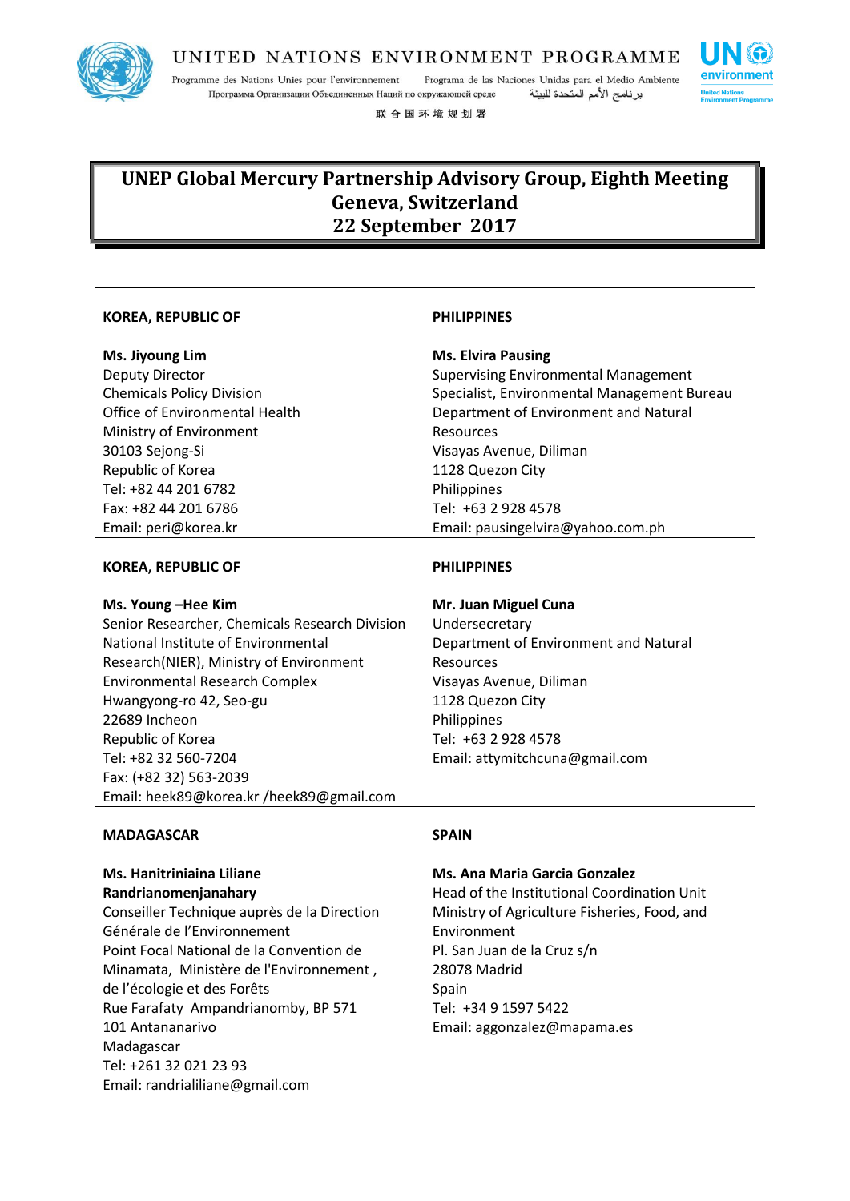# UNEP Global Mercury Partnership Advisory Group, Eighth Meeting
# Geneva, Switzerland
# 22 September 2017

| | |
|---|---|
| **KOREA, REPUBLIC OF**<br><br>**Ms. Jiyoung Lim**<br>Deputy Director<br>Chemicals Policy Division<br>Office of Environmental Health<br>Ministry of Environment<br>30103 Sejong-Si<br>Republic of Korea<br>Tel: +82 44 201 6782<br>Fax: +82 44 201 6786<br>Email: peri@korea.kr | **PHILIPPINES**<br><br>**Ms. Elvira Pausing**<br>Supervising Environmental Management Specialist, Environmental Management Bureau<br>Department of Environment and Natural Resources<br>Visayas Avenue, Diliman<br>1128 Quezon City<br>Philippines<br>Tel: +63 2 928 4578<br>Email: pausingelvira@yahoo.com.ph |
| **KOREA, REPUBLIC OF**<br><br>**Ms. Young –Hee Kim**<br>Senior Researcher, Chemicals Research Division<br>National Institute of Environmental Research(NIER), Ministry of Environment<br>Environmental Research Complex<br>Hwangyong-ro 42, Seo-gu<br>22689 Incheon<br>Republic of Korea<br>Tel: +82 32 560-7204<br>Fax: (+82 32) 563-2039<br>Email: heek89@korea.kr /heek89@gmail.com | **PHILIPPINES**<br><br>**Mr. Juan Miguel Cuna**<br>Undersecretary<br>Department of Environment and Natural Resources<br>Visayas Avenue, Diliman<br>1128 Quezon City<br>Philippines<br>Tel: +63 2 928 4578<br>Email: attymitchcuna@gmail.com |
| **MADAGASCAR**<br><br>**Ms. Hanitriniaina Liliane Randrianomenjanahary**<br>Conseiller Technique auprès de la Direction Générale de l'Environnement<br>Point Focal National de la Convention de Minamata, Ministère de l'Environnement , de l'écologie et des Forêts<br>Rue Farafaty Ampandrianomby, BP 571<br>101 Antananarivo<br>Madagascar<br>Tel: +261 32 021 23 93<br>Email: randrialiliane@gmail.com | **SPAIN**<br><br>**Ms. Ana Maria Garcia Gonzalez**<br>Head of the Institutional Coordination Unit<br>Ministry of Agriculture Fisheries, Food, and Environment<br>Pl. San Juan de la Cruz s/n<br>28078 Madrid<br>Spain<br>Tel: +34 9 1597 5422<br>Email: aggonzalez@mapama.es |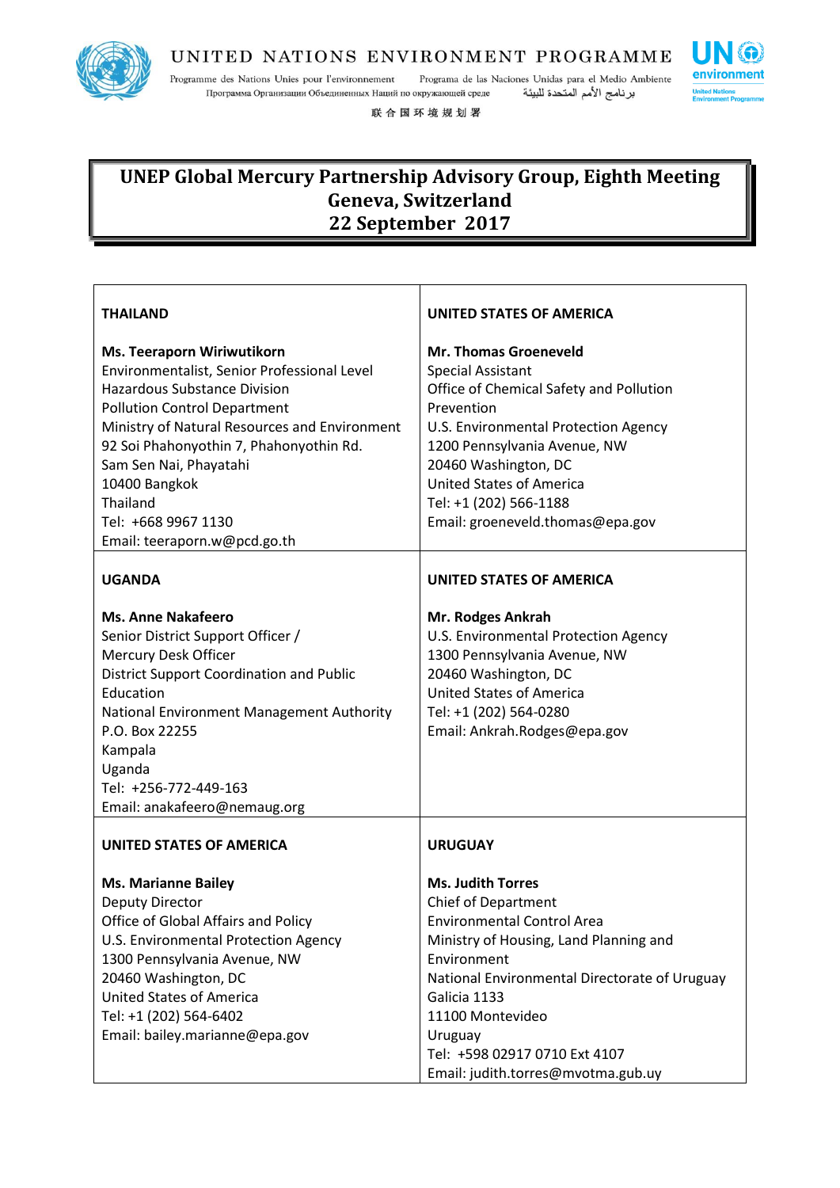UNITED NATIONS ENVIRONMENT PROGRAMME

Programme des Nations Unies pour l'environnement Programa de las Naciones Unidas para el Medio Ambiente
Программа Организации Объединенных Наций по окружающей среде برنامج الأمم المتحدة للبيئة
联合国环境规划署

# UNEP Global Mercury Partnership Advisory Group, Eighth Meeting
# Geneva, Switzerland
# 22 September 2017

| | |
|---|---|
| **THAILAND**<br><br>**Ms. Teeraporn Wiriwutikorn**<br>Environmentalist, Senior Professional Level<br>Hazardous Substance Division<br>Pollution Control Department<br>Ministry of Natural Resources and Environment<br>92 Soi Phahonyothin 7, Phahonyothin Rd.<br>Sam Sen Nai, Phayatahi<br>10400 Bangkok<br>Thailand<br>Tel: +668 9967 1130<br>Email: teeraporn.w@pcd.go.th | **UNITED STATES OF AMERICA**<br><br>**Mr. Thomas Groeneveld**<br>Special Assistant<br>Office of Chemical Safety and Pollution Prevention<br>U.S. Environmental Protection Agency<br>1200 Pennsylvania Avenue, NW<br>20460 Washington, DC<br>United States of America<br>Tel: +1 (202) 566-1188<br>Email: groeneveld.thomas@epa.gov |
| **UGANDA**<br><br>**Ms. Anne Nakafeero**<br>Senior District Support Officer /<br>Mercury Desk Officer<br>District Support Coordination and Public Education<br>National Environment Management Authority<br>P.O. Box 22255<br>Kampala<br>Uganda<br>Tel: +256-772-449-163<br>Email: anakafeero@nemaug.org | **UNITED STATES OF AMERICA**<br><br>**Mr. Rodges Ankrah**<br>U.S. Environmental Protection Agency<br>1300 Pennsylvania Avenue, NW<br>20460 Washington, DC<br>United States of America<br>Tel: +1 (202) 564-0280<br>Email: Ankrah.Rodges@epa.gov |
| **UNITED STATES OF AMERICA**<br><br>**Ms. Marianne Bailey**<br>Deputy Director<br>Office of Global Affairs and Policy<br>U.S. Environmental Protection Agency<br>1300 Pennsylvania Avenue, NW<br>20460 Washington, DC<br>United States of America<br>Tel: +1 (202) 564-6402<br>Email: bailey.marianne@epa.gov | **URUGUAY**<br><br>**Ms. Judith Torres**<br>Chief of Department<br>Environmental Control Area<br>Ministry of Housing, Land Planning and Environment<br>National Environmental Directorate of Uruguay<br>Galicia 1133<br>11100 Montevideo<br>Uruguay<br>Tel: +598 02917 0710 Ext 4107<br>Email: judith.torres@mvotma.gub.uy |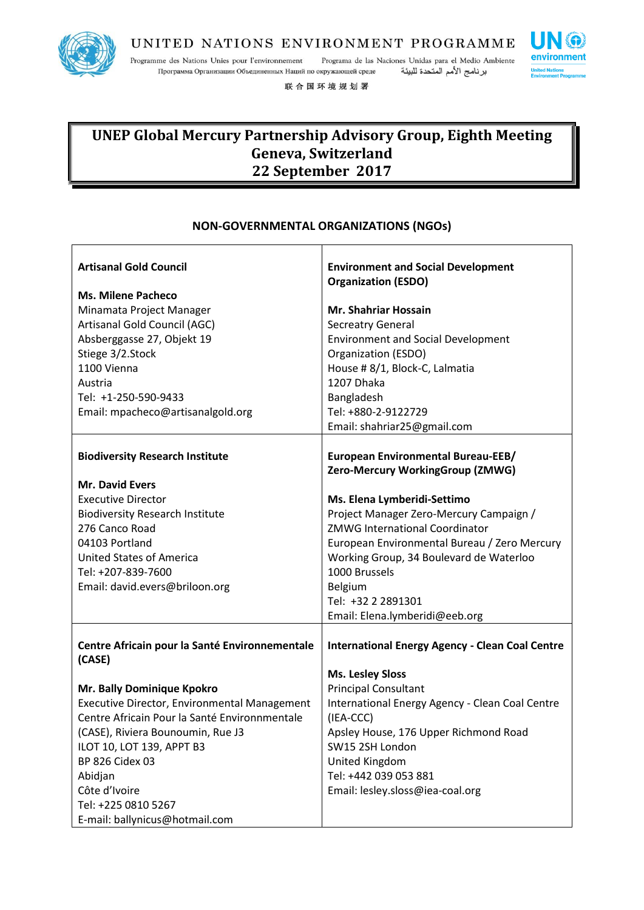# UNEP Global Mercury Partnership Advisory Group, Eighth Meeting
## Geneva, Switzerland
## 22 September 2017

### NON-GOVERNMENTAL ORGANIZATIONS (NGOs)

| | |
|---|---|
| **Artisanal Gold Council**<br><br>**Ms. Milene Pacheco**<br>Minamata Project Manager<br>Artisanal Gold Council (AGC)<br>Absberggasse 27, Objekt 19<br>Stiege 3/2.Stock<br>1100 Vienna<br>Austria<br>Tel: +1-250-590-9433<br>Email: mpacheco@artisanalgold.org | **Environment and Social Development Organization (ESDO)**<br><br>**Mr. Shahriar Hossain**<br>Secreatry General<br>Environment and Social Development Organization (ESDO)<br>House # 8/1, Block-C, Lalmatia<br>1207 Dhaka<br>Bangladesh<br>Tel: +880-2-9122729<br>Email: shahriar25@gmail.com |
| **Biodiversity Research Institute**<br><br>**Mr. David Evers**<br>Executive Director<br>Biodiversity Research Institute<br>276 Canco Road<br>04103 Portland<br>United States of America<br>Tel: +207-839-7600<br>Email: david.evers@briloon.org | **European Environmental Bureau-EEB/ Zero-Mercury WorkingGroup (ZMWG)**<br><br>**Ms. Elena Lymberidi-Settimo**<br>Project Manager Zero-Mercury Campaign / ZMWG International Coordinator<br>European Environmental Bureau / Zero Mercury Working Group, 34 Boulevard de Waterloo<br>1000 Brussels<br>Belgium<br>Tel: +32 2 2891301<br>Email: Elena.lymberidi@eeb.org |
| **Centre Africain pour la Santé Environementale (CASE)**<br><br>**Mr. Bally Dominique Kpokro**<br>Executive Director, Environmental Management<br>Centre Africain Pour la Santé Environnmentale (CASE), Riviera Bounoumin, Rue J3<br>ILOT 10, LOT 139, APPT B3<br>BP 826 Cidex 03<br>Abidjan<br>Côte d'Ivoire<br>Tel: +225 0810 5267<br>E-mail: ballynicus@hotmail.com | **International Energy Agency - Clean Coal Centre**<br><br>**Ms. Lesley Sloss**<br>Principal Consultant<br>International Energy Agency - Clean Coal Centre (IEA-CCC)<br>Apsley House, 176 Upper Richmond Road<br>SW15 2SH London<br>United Kingdom<br>Tel: +442 039 053 881<br>Email: lesley.sloss@iea-coal.org |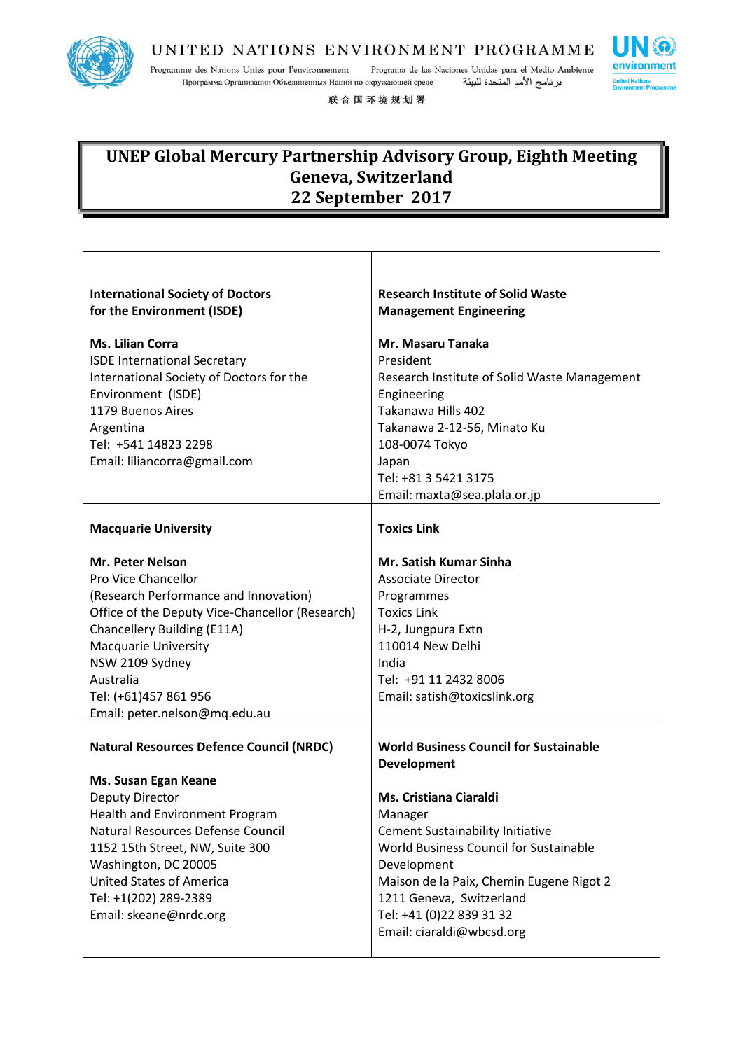# UNEP Global Mercury Partnership Advisory Group, Eighth Meeting
## Geneva, Switzerland
## 22 September 2017

| | |
|---|---|
| **International Society of Doctors for the Environment (ISDE)**<br><br>**Ms. Lilian Corra**<br>ISDE International Secretary<br>International Society of Doctors for the Environment (ISDE)<br>1179 Buenos Aires<br>Argentina<br>Tel: +541 14823 2298<br>Email: liliancorra@gmail.com | **Research Institute of Solid Waste Management Engineering**<br><br>**Mr. Masaru Tanaka**<br>President<br>Research Institute of Solid Waste Management Engineering<br>Takanawa Hills 402<br>Takanawa 2-12-56, Minato Ku<br>108-0074 Tokyo<br>Japan<br>Tel: +81 3 5421 3175<br>Email: maxta@sea.plala.or.jp |
| **Macquarie University**<br><br>**Mr. Peter Nelson**<br>Pro Vice Chancellor<br>(Research Performance and Innovation)<br>Office of the Deputy Vice-Chancellor (Research)<br>Chancellery Building (E11A)<br>Macquarie University<br>NSW 2109 Sydney<br>Australia<br>Tel: (+61)457 861 956<br>Email: peter.nelson@mq.edu.au | **Toxics Link**<br><br>**Mr. Satish Kumar Sinha**<br>Associate Director<br>Programmes<br>Toxics Link<br>H-2, Jungpura Extn<br>110014 New Delhi<br>India<br>Tel: +91 11 2432 8006<br>Email: satish@toxicslink.org |
| **Natural Resources Defence Council (NRDC)**<br><br>**Ms. Susan Egan Keane**<br>Deputy Director<br>Health and Environment Program<br>Natural Resources Defense Council<br>1152 15th Street, NW, Suite 300<br>Washington, DC 20005<br>United States of America<br>Tel: +1(202) 289-2389<br>Email: skeane@nrdc.org | **World Business Council for Sustainable Development**<br><br>**Ms. Cristiana Ciaraldi**<br>Manager<br>Cement Sustainability Initiative<br>World Business Council for Sustainable Development<br>Maison de la Paix, Chemin Eugene Rigot 2<br>1211 Geneva, Switzerland<br>Tel: +41 (0)22 839 31 32<br>Email: ciaraldi@wbcsd.org |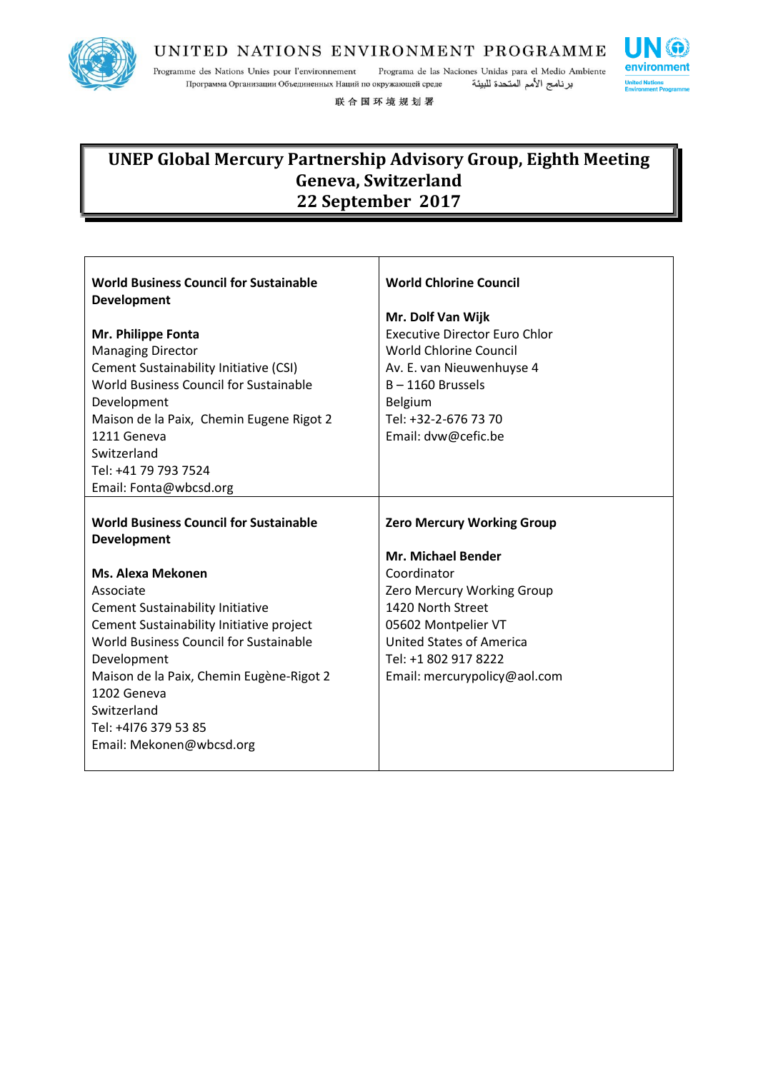# UNEP Global Mercury Partnership Advisory Group, Eighth Meeting
# Geneva, Switzerland
# 22 September 2017

| **World Business Council for Sustainable Development**<br><br>**Mr. Philippe Fonta**<br>Managing Director<br>Cement Sustainability Initiative (CSI)<br>World Business Council for Sustainable Development<br>Maison de la Paix, Chemin Eugene Rigot 2<br>1211 Geneva<br>Switzerland<br>Tel: +41 79 793 7524<br>Email: Fonta@wbcsd.org | **World Chlorine Council**<br><br>**Mr. Dolf Van Wijk**<br>Executive Director Euro Chlor<br>World Chlorine Council<br>Av. E. van Nieuwenhuyse 4<br>B – 1160 Brussels<br>Belgium<br>Tel: +32-2-676 73 70<br>Email: dvw@cefic.be |
|---|---|
| **World Business Council for Sustainable Development**<br><br>**Ms. Alexa Mekonen**<br>Associate<br>Cement Sustainability Initiative<br>Cement Sustainability Initiative project<br>World Business Council for Sustainable Development<br>Maison de la Paix, Chemin Eugène-Rigot 2<br>1202 Geneva<br>Switzerland<br>Tel: +4I76 379 53 85<br>Email: Mekonen@wbcsd.org | **Zero Mercury Working Group**<br><br>**Mr. Michael Bender**<br>Coordinator<br>Zero Mercury Working Group<br>1420 North Street<br>05602 Montpelier VT<br>United States of America<br>Tel: +1 802 917 8222<br>Email: mercurypolicy@aol.com |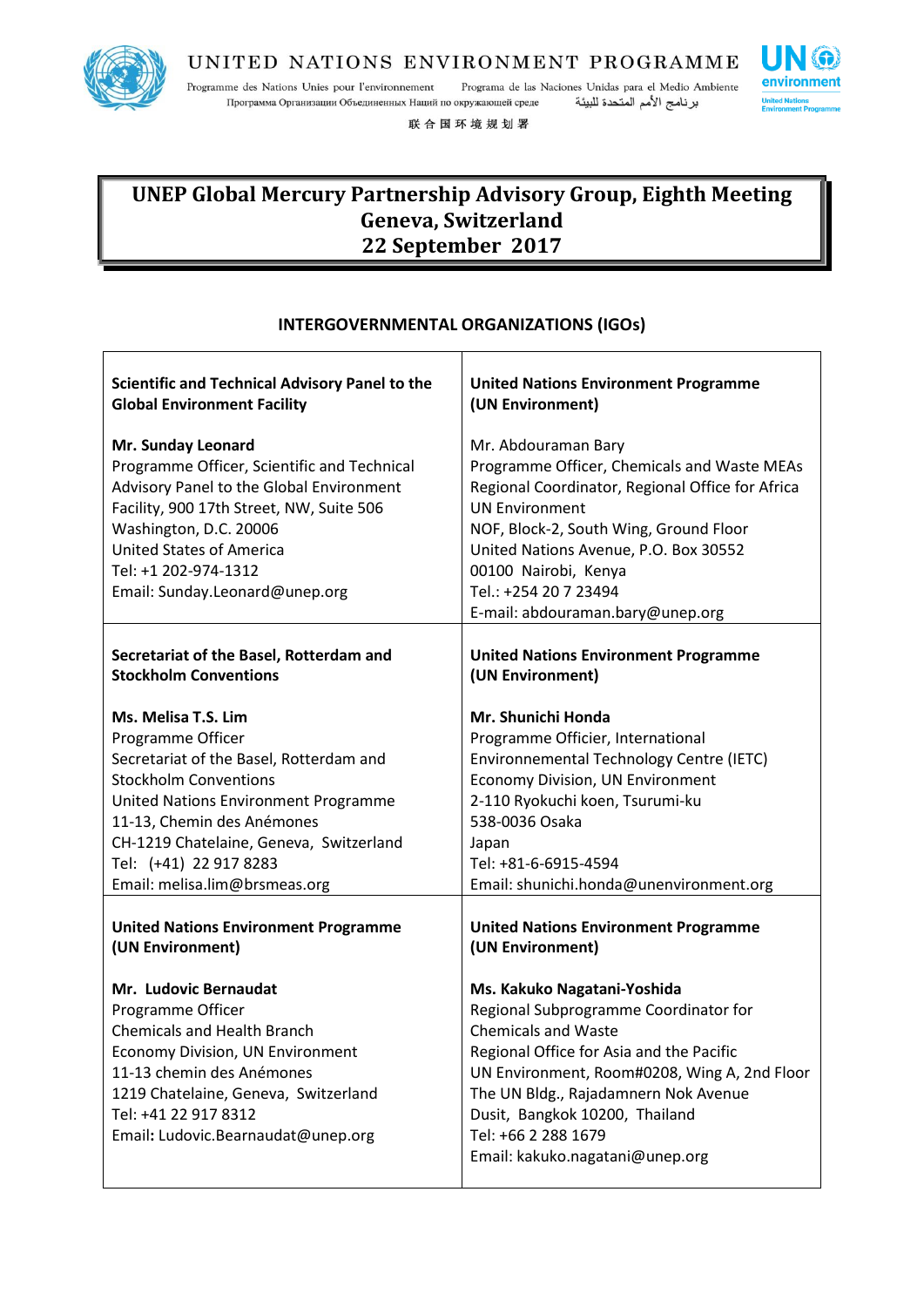UNITED NATIONS ENVIRONMENT PROGRAMME

Programme des Nations Unies pour l'environnement   Programa de las Naciones Unidas para el Medio Ambiente
Программа Организации Объединенных Наций по окружающей среде   برنامج الأمم المتحدة للبيئة
联合国环境规划署

# UNEP Global Mercury Partnership Advisory Group, Eighth Meeting
# Geneva, Switzerland
# 22 September 2017

## INTERGOVERNMENTAL ORGANIZATIONS (IGOs)

| | |
|---|---|
| **Scientific and Technical Advisory Panel to the Global Environment Facility**<br><br>**Mr. Sunday Leonard**<br>Programme Officer, Scientific and Technical Advisory Panel to the Global Environment Facility, 900 17th Street, NW, Suite 506<br>Washington, D.C. 20006<br>United States of America<br>Tel: +1 202-974-1312<br>Email: Sunday.Leonard@unep.org | **United Nations Environment Programme (UN Environment)**<br><br>Mr. Abdouraman Bary<br>Programme Officer, Chemicals and Waste MEAs Regional Coordinator, Regional Office for Africa<br>UN Environment<br>NOF, Block-2, South Wing, Ground Floor<br>United Nations Avenue, P.O. Box 30552<br>00100 Nairobi, Kenya<br>Tel.: +254 20 7 23494<br>E-mail: abdouraman.bary@unep.org |
| **Secretariat of the Basel, Rotterdam and Stockholm Conventions**<br><br>**Ms. Melisa T.S. Lim**<br>Programme Officer<br>Secretariat of the Basel, Rotterdam and Stockholm Conventions<br>United Nations Environment Programme<br>11-13, Chemin des Anémones<br>CH-1219 Chatelaine, Geneva, Switzerland<br>Tel: (+41) 22 917 8283<br>Email: melisa.lim@brsmeas.org | **United Nations Environment Programme (UN Environment)**<br><br>**Mr. Shunichi Honda**<br>Programme Officier, International Environnemental Technology Centre (IETC)<br>Economy Division, UN Environment<br>2-110 Ryokuchi koen, Tsurumi-ku<br>538-0036 Osaka<br>Japan<br>Tel: +81-6-6915-4594<br>Email: shunichi.honda@unenvironment.org |
| **United Nations Environment Programme (UN Environment)**<br><br>**Mr. Ludovic Bernaudat**<br>Programme Officer<br>Chemicals and Health Branch<br>Economy Division, UN Environment<br>11-13 chemin des Anémones<br>1219 Chatelaine, Geneva, Switzerland<br>Tel: +41 22 917 8312<br>Email: Ludovic.Bearnaudat@unep.org | **United Nations Environment Programme (UN Environment)**<br><br>**Ms. Kakuko Nagatani-Yoshida**<br>Regional Subprogramme Coordinator for Chemicals and Waste<br>Regional Office for Asia and the Pacific<br>UN Environment, Room#0208, Wing A, 2nd Floor<br>The UN Bldg., Rajadamnern Nok Avenue<br>Dusit, Bangkok 10200, Thailand<br>Tel: +66 2 288 1679<br>Email: kakuko.nagatani@unep.org |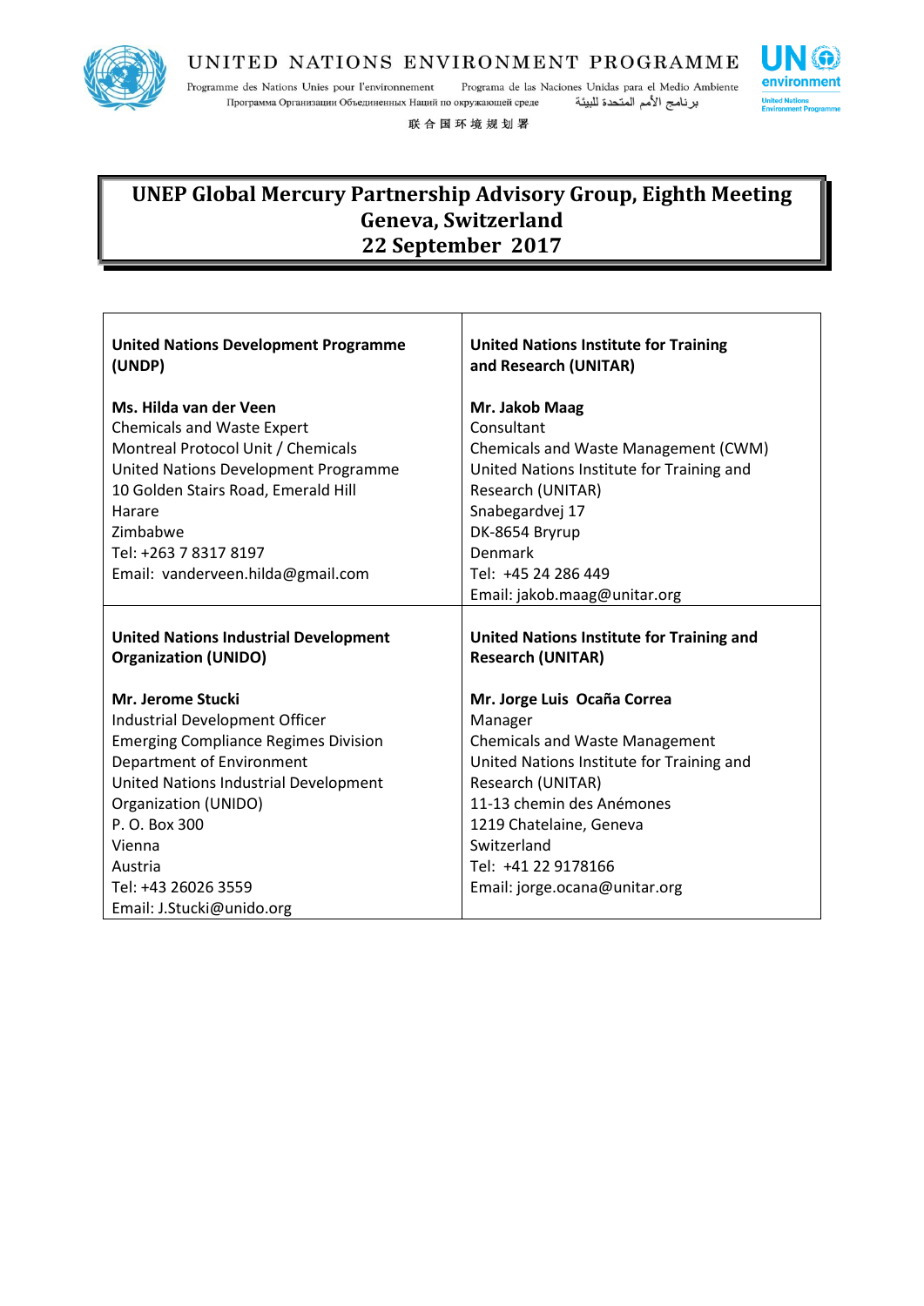UNITED NATIONS ENVIRONMENT PROGRAMME

Programme des Nations Unies pour l'environnement    Programa de las Naciones Unidas para el Medio Ambiente
Программа Организации Объединенных Наций по окружающей среде    برنامج الأمم المتحدة للبيئة
联合国环境规划署

# UNEP Global Mercury Partnership Advisory Group, Eighth Meeting
# Geneva, Switzerland
# 22 September 2017

| | |
|---|---|
| **United Nations Development Programme (UNDP)**<br><br>**Ms. Hilda van der Veen**<br>Chemicals and Waste Expert<br>Montreal Protocol Unit / Chemicals<br>United Nations Development Programme<br>10 Golden Stairs Road, Emerald Hill<br>Harare<br>Zimbabwe<br>Tel: +263 7 8317 8197<br>Email: vanderveen.hilda@gmail.com | **United Nations Institute for Training and Research (UNITAR)**<br><br>**Mr. Jakob Maag**<br>Consultant<br>Chemicals and Waste Management (CWM)<br>United Nations Institute for Training and Research (UNITAR)<br>Snabegardvej 17<br>DK-8654 Bryrup<br>Denmark<br>Tel: +45 24 286 449<br>Email: jakob.maag@unitar.org |
| **United Nations Industrial Development Organization (UNIDO)**<br><br>**Mr. Jerome Stucki**<br>Industrial Development Officer<br>Emerging Compliance Regimes Division<br>Department of Environment<br>United Nations Industrial Development Organization (UNIDO)<br>P. O. Box 300<br>Vienna<br>Austria<br>Tel: +43 26026 3559<br>Email: J.Stucki@unido.org | **United Nations Institute for Training and Research (UNITAR)**<br><br>**Mr. Jorge Luis Ocaña Correa**<br>Manager<br>Chemicals and Waste Management<br>United Nations Institute for Training and Research (UNITAR)<br>11-13 chemin des Anémones<br>1219 Chatelaine, Geneva<br>Switzerland<br>Tel: +41 22 9178166<br>Email: jorge.ocana@unitar.org |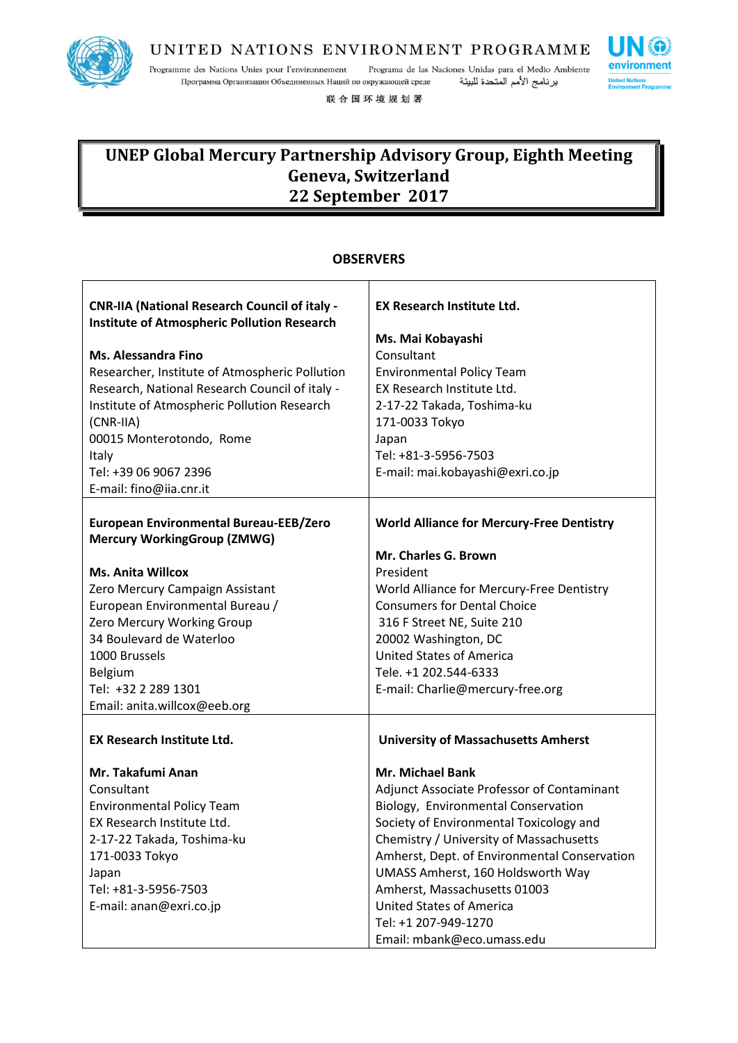UNITED NATIONS ENVIRONMENT PROGRAMME

Programme des Nations Unies pour l'environnement Programa de las Naciones Unidas para el Medio Ambiente

Программа Организации Объединенных Наций по окружающей среде برنامج الأمم المتحدة للبيئة

联合国环境规划署

# UNEP Global Mercury Partnership Advisory Group, Eighth Meeting
# Geneva, Switzerland
# 22 September 2017

## OBSERVERS

| | |
|---|---|
| **CNR-IIA (National Research Council of italy - Institute of Atmospheric Pollution Research**<br><br>**Ms. Alessandra Fino**<br>Researcher, Institute of Atmospheric Pollution Research, National Research Council of italy - Institute of Atmospheric Pollution Research (CNR-IIA)<br>00015 Monterotondo, Rome<br>Italy<br>Tel: +39 06 9067 2396<br>E-mail: fino@iia.cnr.it | **EX Research Institute Ltd.**<br><br>**Ms. Mai Kobayashi**<br>Consultant<br>Environmental Policy Team<br>EX Research Institute Ltd.<br>2-17-22 Takada, Toshima-ku<br>171-0033 Tokyo<br>Japan<br>Tel: +81-3-5956-7503<br>E-mail: mai.kobayashi@exri.co.jp |
| **European Environmental Bureau-EEB/Zero Mercury WorkingGroup (ZMWG)**<br><br>**Ms. Anita Willcox**<br>Zero Mercury Campaign Assistant<br>European Environmental Bureau /<br>Zero Mercury Working Group<br>34 Boulevard de Waterloo<br>1000 Brussels<br>Belgium<br>Tel: +32 2 289 1301<br>Email: anita.willcox@eeb.org | **World Alliance for Mercury-Free Dentistry**<br><br>**Mr. Charles G. Brown**<br>President<br>World Alliance for Mercury-Free Dentistry<br>Consumers for Dental Choice<br>316 F Street NE, Suite 210<br>20002 Washington, DC<br>United States of America<br>Tele. +1 202.544-6333<br>E-mail: Charlie@mercury-free.org |
| **EX Research Institute Ltd.**<br><br>**Mr. Takafumi Anan**<br>Consultant<br>Environmental Policy Team<br>EX Research Institute Ltd.<br>2-17-22 Takada, Toshima-ku<br>171-0033 Tokyo<br>Japan<br>Tel: +81-3-5956-7503<br>E-mail: anan@exri.co.jp | **University of Massachusetts Amherst**<br><br>**Mr. Michael Bank**<br>Adjunct Associate Professor of Contaminant Biology, Environmental Conservation Society of Environmental Toxicology and Chemistry / University of Massachusetts Amherst, Dept. of Environmental Conservation<br>UMASS Amherst, 160 Holdsworth Way<br>Amherst, Massachusetts 01003<br>United States of America<br>Tel: +1 207-949-1270<br>Email: mbank@eco.umass.edu |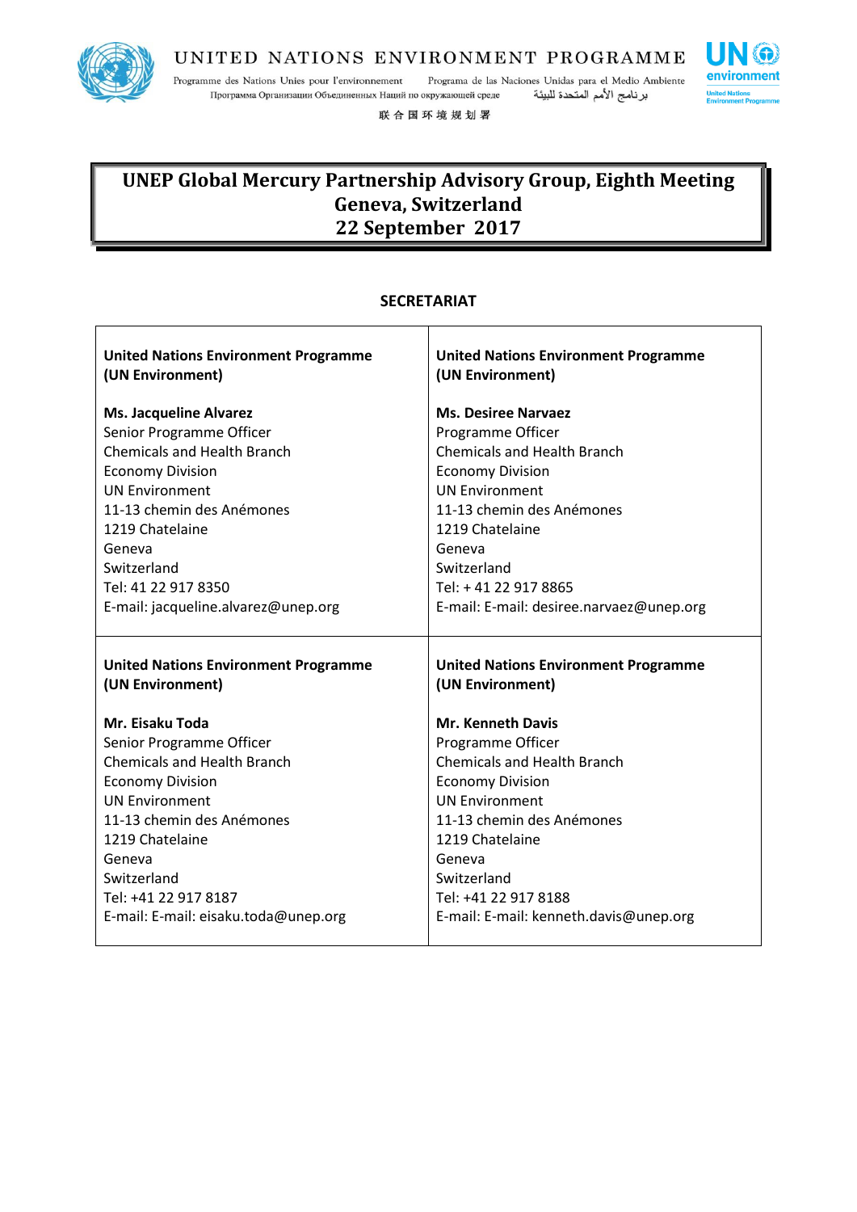UNITED NATIONS ENVIRONMENT PROGRAMME

Programme des Nations Unies pour l'environnement    Programa de las Naciones Unidas para el Medio Ambiente
Программа Организации Объединенных Наций по окружающей среде    برنامج الأمم المتحدة للبيئة
联合国环境规划署

# UNEP Global Mercury Partnership Advisory Group, Eighth Meeting
# Geneva, Switzerland
# 22 September 2017

## SECRETARIAT

| | |
|---|---|
| **United Nations Environment Programme (UN Environment)**<br><br>**Ms. Jacqueline Alvarez**<br>Senior Programme Officer<br>Chemicals and Health Branch<br>Economy Division<br>UN Environment<br>11-13 chemin des Anémones<br>1219 Chatelaine<br>Geneva<br>Switzerland<br>Tel: 41 22 917 8350<br>E-mail: jacqueline.alvarez@unep.org | **United Nations Environment Programme (UN Environment)**<br><br>**Ms. Desiree Narvaez**<br>Programme Officer<br>Chemicals and Health Branch<br>Economy Division<br>UN Environment<br>11-13 chemin des Anémones<br>1219 Chatelaine<br>Geneva<br>Switzerland<br>Tel: + 41 22 917 8865<br>E-mail: E-mail: desiree.narvaez@unep.org |
| **United Nations Environment Programme (UN Environment)**<br><br>**Mr. Eisaku Toda**<br>Senior Programme Officer<br>Chemicals and Health Branch<br>Economy Division<br>UN Environment<br>11-13 chemin des Anémones<br>1219 Chatelaine<br>Geneva<br>Switzerland<br>Tel: +41 22 917 8187<br>E-mail: E-mail: eisaku.toda@unep.org | **United Nations Environment Programme (UN Environment)**<br><br>**Mr. Kenneth Davis**<br>Programme Officer<br>Chemicals and Health Branch<br>Economy Division<br>UN Environment<br>11-13 chemin des Anémones<br>1219 Chatelaine<br>Geneva<br>Switzerland<br>Tel: +41 22 917 8188<br>E-mail: E-mail: kenneth.davis@unep.org |